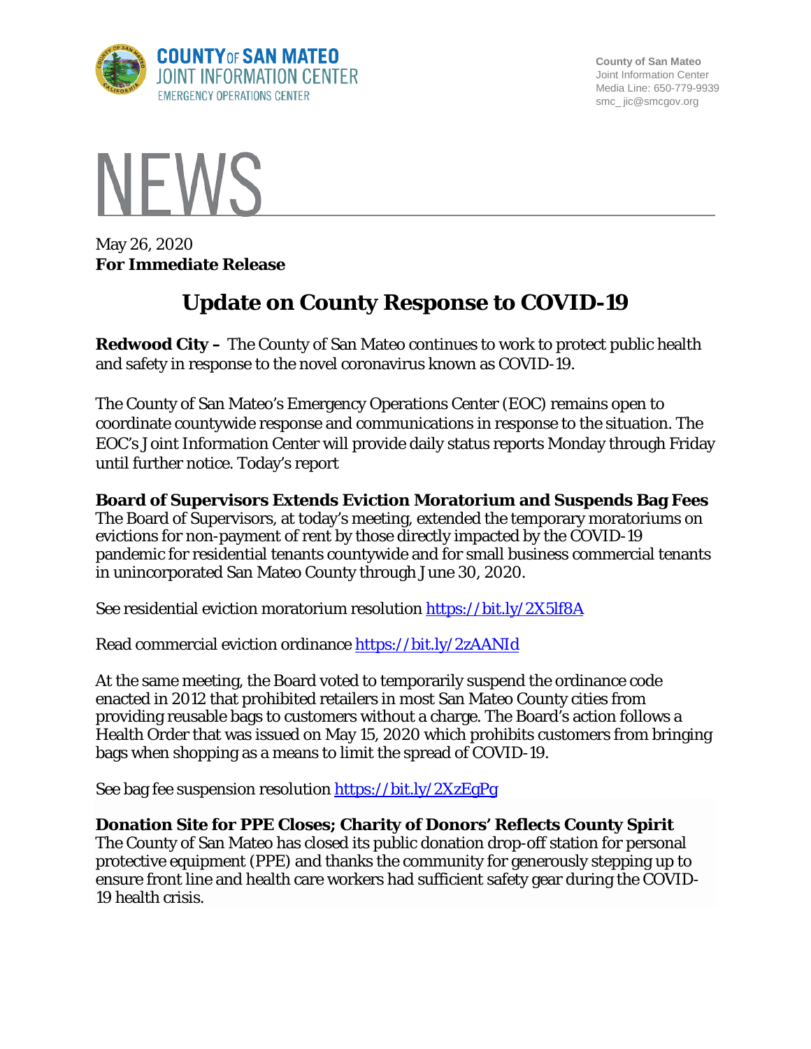County of San Mateo
Joint Information Center
Media Line: 650-779-9939
smc_ jic@smcgov.org

# NEWS

May 26, 2020
**For Immediate Release**

## Update on County Response to COVID-19

**Redwood City –** The County of San Mateo continues to work to protect public health and safety in response to the novel coronavirus known as COVID-19.

The County of San Mateo's Emergency Operations Center (EOC) remains open to coordinate countywide response and communications in response to the situation. The EOC's Joint Information Center will provide daily status reports Monday through Friday until further notice. Today's report

**Board of Supervisors Extends Eviction Moratorium and Suspends Bag Fees**
The Board of Supervisors, at today's meeting, extended the temporary moratoriums on evictions for non-payment of rent by those directly impacted by the COVID-19 pandemic for residential tenants countywide and for small business commercial tenants in unincorporated San Mateo County through June 30, 2020.

See residential eviction moratorium resolution https://bit.ly/2X5lf8A

Read commercial eviction ordinance https://bit.ly/2zAANId

At the same meeting, the Board voted to temporarily suspend the ordinance code enacted in 2012 that prohibited retailers in most San Mateo County cities from providing reusable bags to customers without a charge. The Board's action follows a Health Order that was issued on May 15, 2020 which prohibits customers from bringing bags when shopping as a means to limit the spread of COVID-19.

See bag fee suspension resolution https://bit.ly/2XzEgPg

**Donation Site for PPE Closes; Charity of Donors' Reflects County Spirit**
The County of San Mateo has closed its public donation drop-off station for personal protective equipment (PPE) and thanks the community for generously stepping up to ensure front line and health care workers had sufficient safety gear during the COVID-19 health crisis.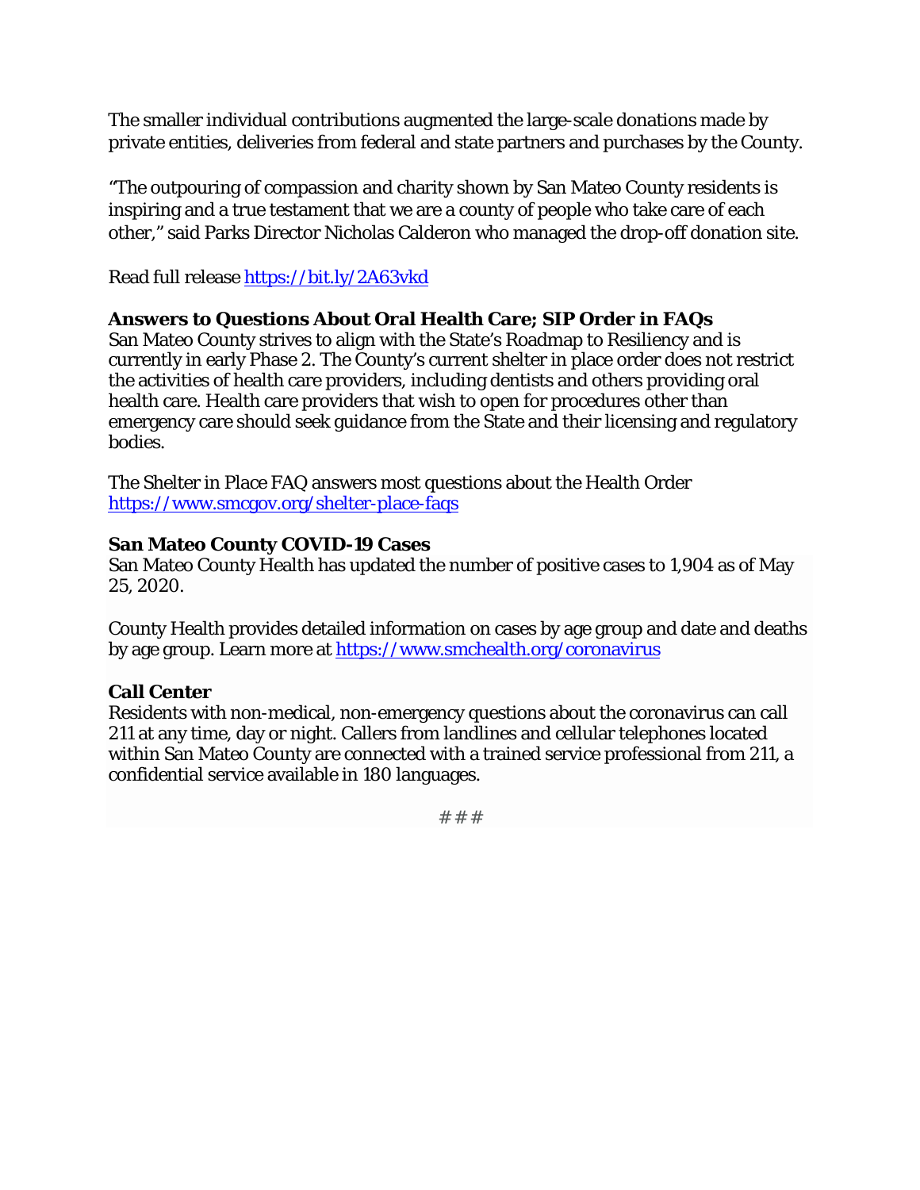The smaller individual contributions augmented the large-scale donations made by private entities, deliveries from federal and state partners and purchases by the County.

"The outpouring of compassion and charity shown by San Mateo County residents is inspiring and a true testament that we are a county of people who take care of each other," said Parks Director Nicholas Calderon who managed the drop-off donation site.

Read full release [https://bit.ly/2A63vkd](https://bit.ly/2A63vkd)

**Answers to Questions About Oral Health Care; SIP Order in FAQs**

San Mateo County strives to align with the State's Roadmap to Resiliency and is currently in early Phase 2. The County's current shelter in place order does not restrict the activities of health care providers, including dentists and others providing oral health care. Health care providers that wish to open for procedures other than emergency care should seek guidance from the State and their licensing and regulatory bodies.

The Shelter in Place FAQ answers most questions about the Health Order [https://www.smcgov.org/shelter-place-faqs](https://www.smcgov.org/shelter-place-faqs)

**San Mateo County COVID-19 Cases**

San Mateo County Health has updated the number of positive cases to 1,904 as of May 25, 2020.

County Health provides detailed information on cases by age group and date and deaths by age group. Learn more at [https://www.smchealth.org/coronavirus](https://www.smchealth.org/coronavirus)

**Call Center**

Residents with non-medical, non-emergency questions about the coronavirus can call 211 at any time, day or night. Callers from landlines and cellular telephones located within San Mateo County are connected with a trained service professional from 211, a confidential service available in 180 languages.

# # #